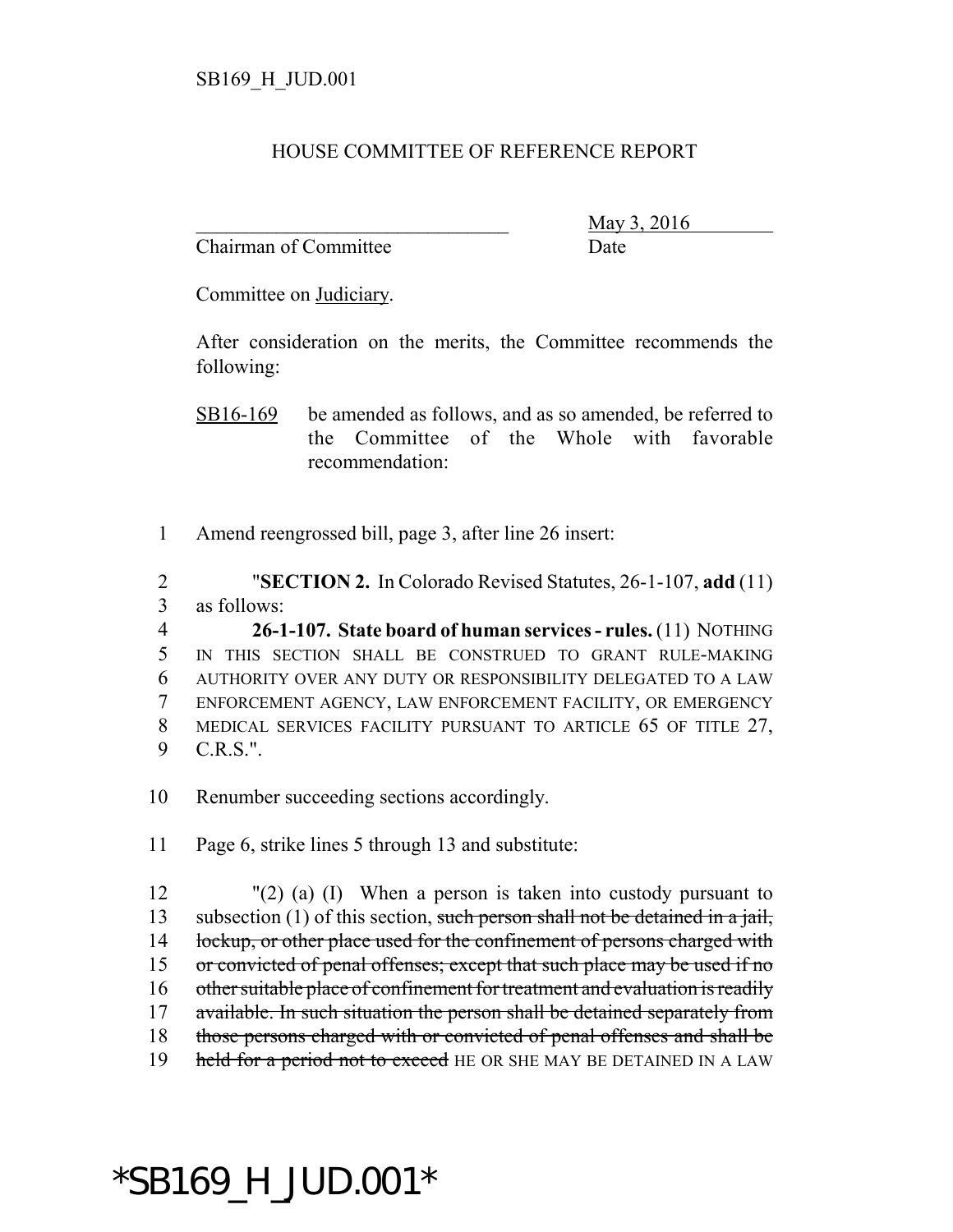SB169_H_JUD.001

HOUSE COMMITTEE OF REFERENCE REPORT

_________________________________ May 3, 2016
Chairman of Committee Date

Committee on Judiciary.

After consideration on the merits, the Committee recommends the following:

SB16-169 be amended as follows, and as so amended, be referred to the Committee of the Whole with favorable recommendation:

1 Amend reengrossed bill, page 3, after line 26 insert:

2 "**SECTION 2.** In Colorado Revised Statutes, 26-1-107, **add** (11)
3 as follows:
4 **26-1-107. State board of human services - rules.** (11) NOTHING
5 IN THIS SECTION SHALL BE CONSTRUED TO GRANT RULE-MAKING
6 AUTHORITY OVER ANY DUTY OR RESPONSIBILITY DELEGATED TO A LAW
7 ENFORCEMENT AGENCY, LAW ENFORCEMENT FACILITY, OR EMERGENCY
8 MEDICAL SERVICES FACILITY PURSUANT TO ARTICLE 65 OF TITLE 27,
9 C.R.S.".

10 Renumber succeeding sections accordingly.

11 Page 6, strike lines 5 through 13 and substitute:

12 "(2) (a) (I) When a person is taken into custody pursuant to
13 subsection (1) of this section, ~~such person shall not be detained in a jail,~~
14 ~~lockup, or other place used for the confinement of persons charged with~~
15 ~~or convicted of penal offenses; except that such place may be used if no~~
16 ~~other suitable place of confinement for treatment and evaluation is readily~~
17 ~~available. In such situation the person shall be detained separately from~~
18 ~~those persons charged with or convicted of penal offenses and shall be~~
19 ~~held for a period not to exceed~~ HE OR SHE MAY BE DETAINED IN A LAW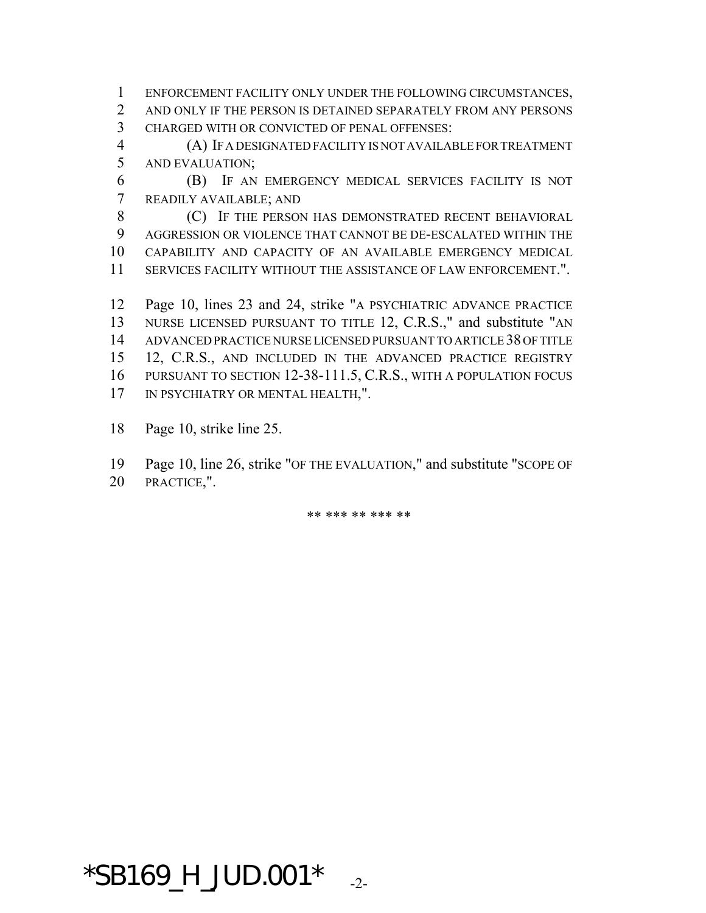ENFORCEMENT FACILITY ONLY UNDER THE FOLLOWING CIRCUMSTANCES, AND ONLY IF THE PERSON IS DETAINED SEPARATELY FROM ANY PERSONS CHARGED WITH OR CONVICTED OF PENAL OFFENSES:

(A) IF A DESIGNATED FACILITY IS NOT AVAILABLE FOR TREATMENT AND EVALUATION;

(B) IF AN EMERGENCY MEDICAL SERVICES FACILITY IS NOT READILY AVAILABLE; AND

(C) IF THE PERSON HAS DEMONSTRATED RECENT BEHAVIORAL AGGRESSION OR VIOLENCE THAT CANNOT BE DE-ESCALATED WITHIN THE CAPABILITY AND CAPACITY OF AN AVAILABLE EMERGENCY MEDICAL SERVICES FACILITY WITHOUT THE ASSISTANCE OF LAW ENFORCEMENT.".

Page 10, lines 23 and 24, strike "A PSYCHIATRIC ADVANCE PRACTICE NURSE LICENSED PURSUANT TO TITLE 12, C.R.S.," and substitute "AN ADVANCED PRACTICE NURSE LICENSED PURSUANT TO ARTICLE 38 OF TITLE 12, C.R.S., AND INCLUDED IN THE ADVANCED PRACTICE REGISTRY PURSUANT TO SECTION 12-38-111.5, C.R.S., WITH A POPULATION FOCUS IN PSYCHIATRY OR MENTAL HEALTH,".

Page 10, strike line 25.

Page 10, line 26, strike "OF THE EVALUATION," and substitute "SCOPE OF PRACTICE,".

** *** ** *** **

*SB169_H_JUD.001*